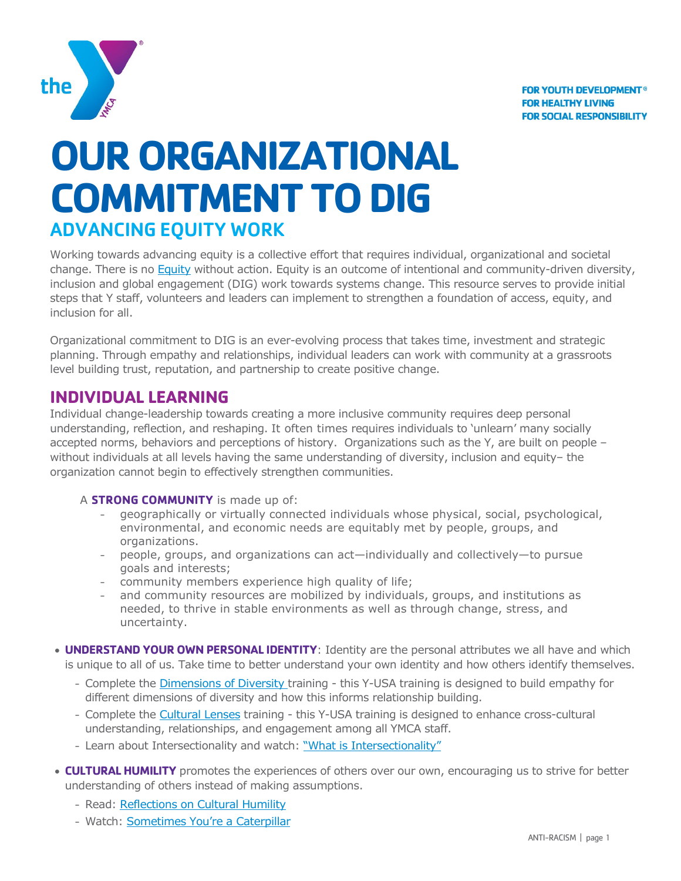FOR YOUTH DEVELOPMENT®
FOR HEALTHY LIVING
FOR SOCIAL RESPONSIBILITY

# OUR ORGANIZATIONAL COMMITMENT TO DIG

## ADVANCING EQUITY WORK

Working towards advancing equity is a collective effort that requires individual, organizational and societal change. There is no Equity without action. Equity is an outcome of intentional and community-driven diversity, inclusion and global engagement (DIG) work towards systems change. This resource serves to provide initial steps that Y staff, volunteers and leaders can implement to strengthen a foundation of access, equity, and inclusion for all.

Organizational commitment to DIG is an ever-evolving process that takes time, investment and strategic planning. Through empathy and relationships, individual leaders can work with community at a grassroots level building trust, reputation, and partnership to create positive change.

## INDIVIDUAL LEARNING

Individual change-leadership towards creating a more inclusive community requires deep personal understanding, reflection, and reshaping. It often times requires individuals to 'unlearn' many socially accepted norms, behaviors and perceptions of history. Organizations such as the Y, are built on people – without individuals at all levels having the same understanding of diversity, inclusion and equity– the organization cannot begin to effectively strengthen communities.

A **STRONG COMMUNITY** is made up of:

- geographically or virtually connected individuals whose physical, social, psychological, environmental, and economic needs are equitably met by people, groups, and organizations.
- people, groups, and organizations can act—individually and collectively—to pursue goals and interests;
- community members experience high quality of life;
- and community resources are mobilized by individuals, groups, and institutions as needed, to thrive in stable environments as well as through change, stress, and uncertainty.

- **UNDERSTAND YOUR OWN PERSONAL IDENTITY**: Identity are the personal attributes we all have and which is unique to all of us. Take time to better understand your own identity and how others identify themselves.
  - Complete the Dimensions of Diversity training - this Y-USA training is designed to build empathy for different dimensions of diversity and how this informs relationship building.
  - Complete the Cultural Lenses training - this Y-USA training is designed to enhance cross-cultural understanding, relationships, and engagement among all YMCA staff.
  - Learn about Intersectionality and watch: "What is Intersectionality"
- **CULTURAL HUMILITY** promotes the experiences of others over our own, encouraging us to strive for better understanding of others instead of making assumptions.
  - Read: Reflections on Cultural Humility
  - Watch: Sometimes You're a Caterpillar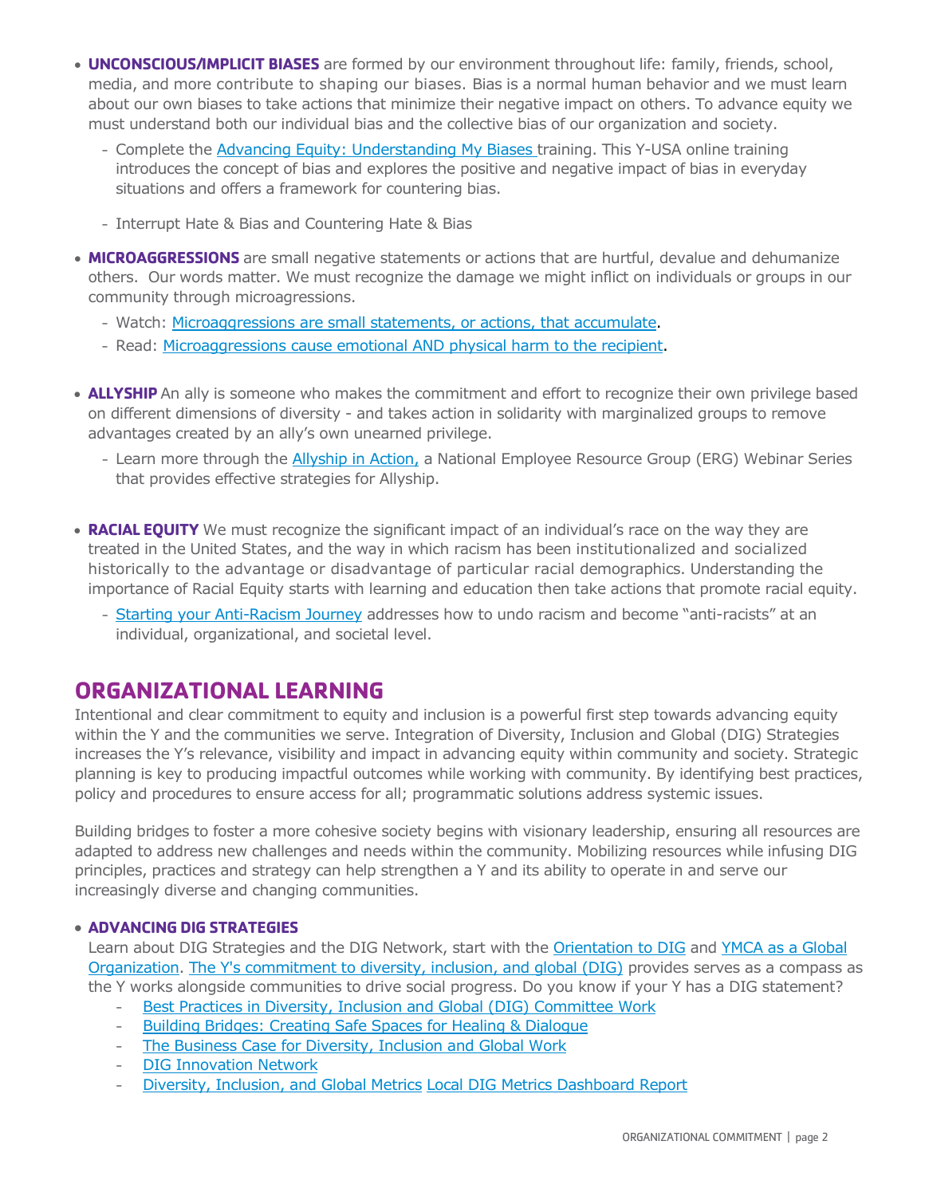- **UNCONSCIOUS/IMPLICIT BIASES** are formed by our environment throughout life: family, friends, school, media, and more contribute to shaping our biases. Bias is a normal human behavior and we must learn about our own biases to take actions that minimize their negative impact on others. To advance equity we must understand both our individual bias and the collective bias of our organization and society.
  - Complete the Advancing Equity: Understanding My Biases training. This Y-USA online training introduces the concept of bias and explores the positive and negative impact of bias in everyday situations and offers a framework for countering bias.
  - Interrupt Hate & Bias and Countering Hate & Bias

- **MICROAGGRESSIONS** are small negative statements or actions that are hurtful, devalue and dehumanize others. Our words matter. We must recognize the damage we might inflict on individuals or groups in our community through microagressions.
  - Watch: Microaggressions are small statements, or actions, that accumulate.
  - Read: Microaggressions cause emotional AND physical harm to the recipient.

- **ALLYSHIP** An ally is someone who makes the commitment and effort to recognize their own privilege based on different dimensions of diversity - and takes action in solidarity with marginalized groups to remove advantages created by an ally's own unearned privilege.
  - Learn more through the Allyship in Action, a National Employee Resource Group (ERG) Webinar Series that provides effective strategies for Allyship.

- **RACIAL EQUITY** We must recognize the significant impact of an individual's race on the way they are treated in the United States, and the way in which racism has been institutionalized and socialized historically to the advantage or disadvantage of particular racial demographics. Understanding the importance of Racial Equity starts with learning and education then take actions that promote racial equity.
  - Starting your Anti-Racism Journey addresses how to undo racism and become "anti-racists" at an individual, organizational, and societal level.

## ORGANIZATIONAL LEARNING

Intentional and clear commitment to equity and inclusion is a powerful first step towards advancing equity within the Y and the communities we serve. Integration of Diversity, Inclusion and Global (DIG) Strategies increases the Y's relevance, visibility and impact in advancing equity within community and society. Strategic planning is key to producing impactful outcomes while working with community. By identifying best practices, policy and procedures to ensure access for all; programmatic solutions address systemic issues.

Building bridges to foster a more cohesive society begins with visionary leadership, ensuring all resources are adapted to address new challenges and needs within the community. Mobilizing resources while infusing DIG principles, practices and strategy can help strengthen a Y and its ability to operate in and serve our increasingly diverse and changing communities.

- **ADVANCING DIG STRATEGIES**

  Learn about DIG Strategies and the DIG Network, start with the Orientation to DIG and YMCA as a Global Organization. The Y's commitment to diversity, inclusion, and global (DIG) provides serves as a compass as the Y works alongside communities to drive social progress. Do you know if your Y has a DIG statement?
  - Best Practices in Diversity, Inclusion and Global (DIG) Committee Work
  - Building Bridges: Creating Safe Spaces for Healing & Dialogue
  - The Business Case for Diversity, Inclusion and Global Work
  - DIG Innovation Network
  - Diversity, Inclusion, and Global Metrics Local DIG Metrics Dashboard Report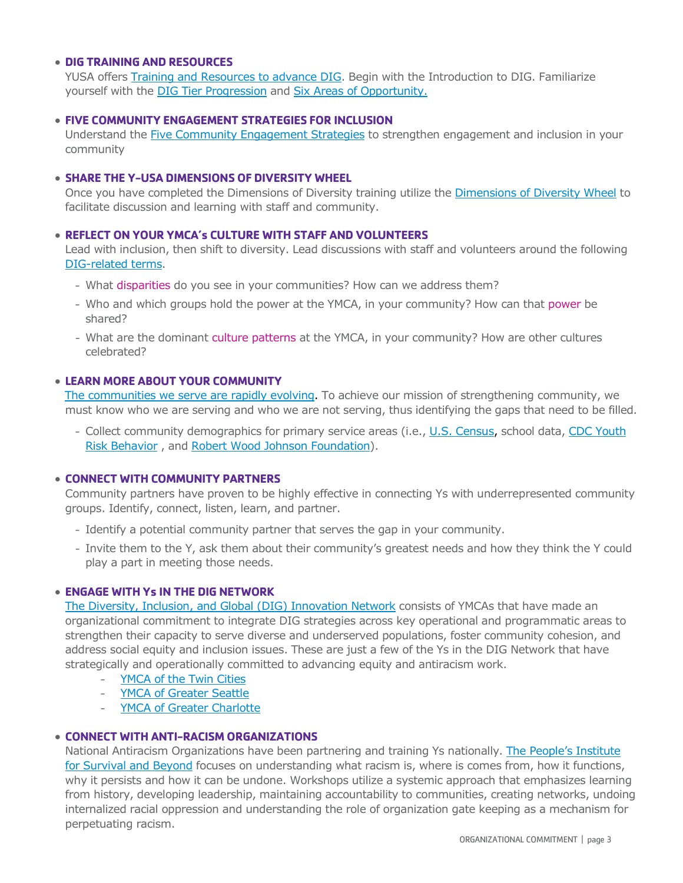- **DIG TRAINING AND RESOURCES**
  YUSA offers Training and Resources to advance DIG. Begin with the Introduction to DIG. Familiarize yourself with the DIG Tier Progression and Six Areas of Opportunity.

- **FIVE COMMUNITY ENGAGEMENT STRATEGIES FOR INCLUSION**
  Understand the Five Community Engagement Strategies to strengthen engagement and inclusion in your community

- **SHARE THE Y-USA DIMENSIONS OF DIVERSITY WHEEL**
  Once you have completed the Dimensions of Diversity training utilize the Dimensions of Diversity Wheel to facilitate discussion and learning with staff and community.

- **REFLECT ON YOUR YMCA's CULTURE WITH STAFF AND VOLUNTEERS**
  Lead with inclusion, then shift to diversity. Lead discussions with staff and volunteers around the following DIG-related terms.
  - What disparities do you see in your communities? How can we address them?
  - Who and which groups hold the power at the YMCA, in your community? How can that power be shared?
  - What are the dominant culture patterns at the YMCA, in your community? How are other cultures celebrated?

- **LEARN MORE ABOUT YOUR COMMUNITY**
  The communities we serve are rapidly evolving. To achieve our mission of strengthening community, we must know who we are serving and who we are not serving, thus identifying the gaps that need to be filled.
  - Collect community demographics for primary service areas (i.e., U.S. Census, school data, CDC Youth Risk Behavior , and Robert Wood Johnson Foundation).

- **CONNECT WITH COMMUNITY PARTNERS**
  Community partners have proven to be highly effective in connecting Ys with underrepresented community groups. Identify, connect, listen, learn, and partner.
  - Identify a potential community partner that serves the gap in your community.
  - Invite them to the Y, ask them about their community's greatest needs and how they think the Y could play a part in meeting those needs.

- **ENGAGE WITH Ys IN THE DIG NETWORK**
  The Diversity, Inclusion, and Global (DIG) Innovation Network consists of YMCAs that have made an organizational commitment to integrate DIG strategies across key operational and programmatic areas to strengthen their capacity to serve diverse and underserved populations, foster community cohesion, and address social equity and inclusion issues. These are just a few of the Ys in the DIG Network that have strategically and operationally committed to advancing equity and antiracism work.
  - YMCA of the Twin Cities
  - YMCA of Greater Seattle
  - YMCA of Greater Charlotte

- **CONNECT WITH ANTI-RACISM ORGANIZATIONS**
  National Antiracism Organizations have been partnering and training Ys nationally. The People's Institute for Survival and Beyond focuses on understanding what racism is, where is comes from, how it functions, why it persists and how it can be undone. Workshops utilize a systemic approach that emphasizes learning from history, developing leadership, maintaining accountability to communities, creating networks, undoing internalized racial oppression and understanding the role of organization gate keeping as a mechanism for perpetuating racism.